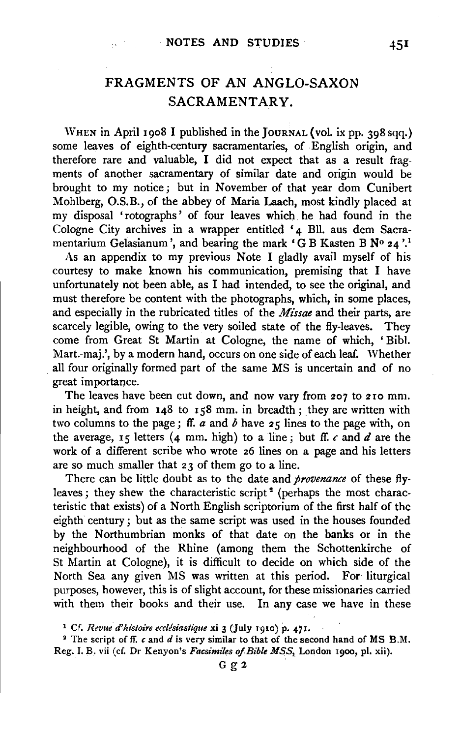# FRAGMENTS OF AN ANGLO-SAXON SACRAMENTARY.

WHEN in April 1908 I published in the JOURNAL (vol. ix pp. 398 sqq.) some leaves of eighth-century sacramentaries, of English origin, and therefore rare and valuable, I did not expect that as a result fragments of another sacramentary of similar date and origin would be brought to my notice; but in November of that year dom Cunibert Mohlberg, O.S.B., of the abbey of Maria Laach, most kindly placed at my disposal 'rotographs' of four leaves which he had found in the Cologne City archives in a wrapper entitled '4 Bll. aus dem Sacramentarium Gelasianum', and bearing the mark 'G B Kasten B N° 24'.[1]

As an appendix to my previous Note I gladly avail myself of his courtesy to make known his communication, premising that I have unfortunately not been able, as I had intended, to see the original, and must therefore be content with the photographs, which, in some places, and especially in the rubricated titles of the *Missae* and their parts, are scarcely legible, owing to the very soiled state of the fly-leaves. They come from Great St Martin at Cologne, the name of which, 'Bibl. Mart.-maj.', by a modern hand, occurs on one side of each leaf. Whether all four originally formed part of the same MS is uncertain and of no great importance.

The leaves have been cut down, and now vary from 207 to 210 mm. in height, and from 148 to 158 mm. in breadth; they are written with two columns to the page; ff. *a* and *b* have 25 lines to the page with, on the average, 15 letters (4 mm. high) to a line; but ff. *c* and *d* are the work of a different scribe who wrote 26 lines on a page and his letters are so much smaller that 23 of them go to a line.

There can be little doubt as to the date and *provenance* of these fly-leaves; they shew the characteristic script[2] (perhaps the most characteristic that exists) of a North English scriptorium of the first half of the eighth century; but as the same script was used in the houses founded by the Northumbrian monks of that date on the banks or in the neighbourhood of the Rhine (among them the Schottenkirche of St Martin at Cologne), it is difficult to decide on which side of the North Sea any given MS was written at this period. For liturgical purposes, however, this is of slight account, for these missionaries carried with them their books and their use. In any case we have in these

[1] Cf. *Revue d'histoire ecclésiastique* xi 3 (July 1910) p. 471.

[2] The script of ff. *c* and *d* is very similar to that of the second hand of MS B.M. Reg. I. B. vii (cf. Dr Kenyon's *Facsimiles of Bible MSS*, London 1900, pl. xii).

G g 2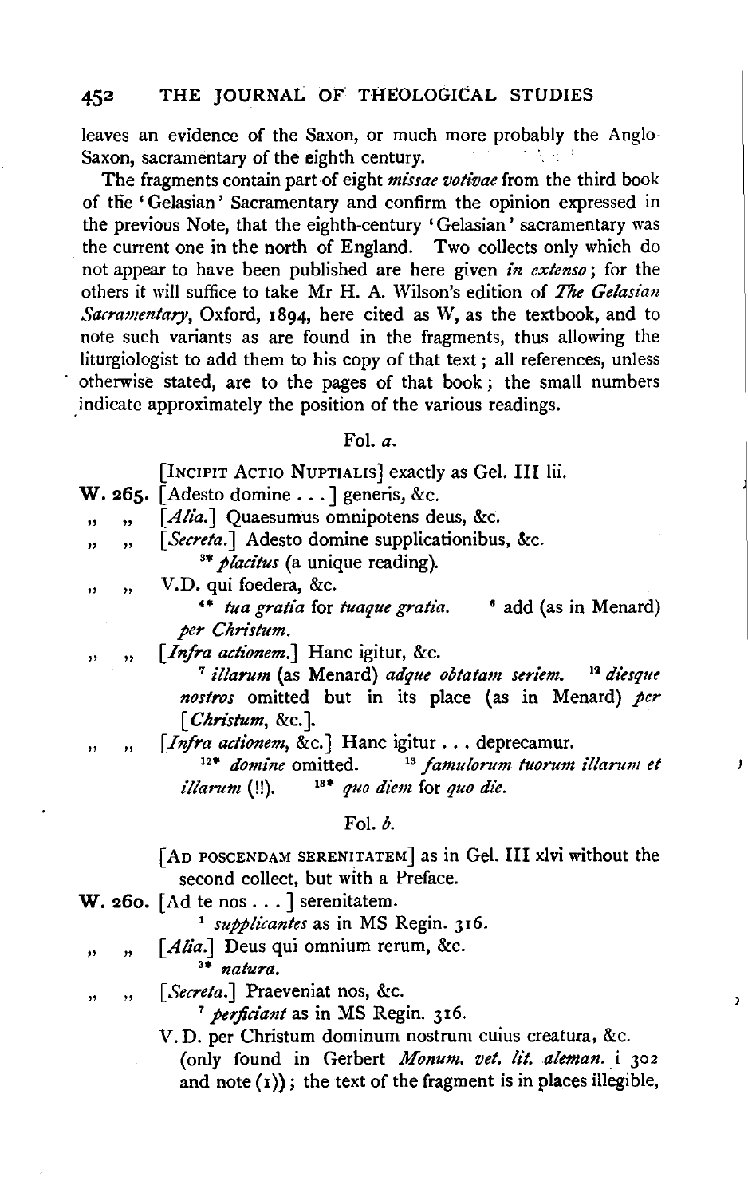leaves an evidence of the Saxon, or much more probably the Anglo-Saxon, sacramentary of the eighth century.

The fragments contain part of eight *missae votivae* from the third book of the 'Gelasian' Sacramentary and confirm the opinion expressed in the previous Note, that the eighth-century 'Gelasian' sacramentary was the current one in the north of England. Two collects only which do not appear to have been published are here given *in extenso*; for the others it will suffice to take Mr H. A. Wilson's edition of *The Gelasian Sacramentary*, Oxford, 1894, here cited as W, as the textbook, and to note such variants as are found in the fragments, thus allowing the liturgiologist to add them to his copy of that text; all references, unless otherwise stated, are to the pages of that book; the small numbers indicate approximately the position of the various readings.

Fol. *a*.

[INCIPIT ACTIO NUPTIALIS] exactly as Gel. III lii.

**W. 265.** [Adesto domine . . . ] generis, &c.

" " [*Alia*.] Quaesumus omnipotens deus, &c.

" " [*Secreta*.] Adesto domine supplicationibus, &c.
[3*] *placitus* (a unique reading).

" " V.D. qui foedera, &c.
[4*] *tua gratia* for *tuaque gratia*. [6] add (as in Menard) *per Christum*.

" " [*Infra actionem*.] Hanc igitur, &c.
[7] *illarum* (as Menard) *adque obtatam seriem*. [12] *diesque nostros* omitted but in its place (as in Menard) *per* [*Christum*, &c.].

" " [*Infra actionem*, &c.] Hanc igitur . . . deprecamur.
[12*] *domine* omitted. [13] *famulorum tuorum illarum et illarum* (!!). [13*] *quo diem* for *quo die*.

Fol. *b*.

[AD POSCENDAM SERENITATEM] as in Gel. III xlvi without the second collect, but with a Preface.

**W. 260.** [Ad te nos . . . ] serenitatem.
[1] *supplicantes* as in MS Regin. 316.

" " [*Alia*.] Deus qui omnium rerum, &c.
[3*] *natura*.

" " [*Secreta*.] Praeveniat nos, &c.
[7] *perficiant* as in MS Regin. 316.

V. D. per Christum dominum nostrum cuius creatura, &c. (only found in Gerbert *Monum. vet. lit. aleman.* i 302 and note (1)); the text of the fragment is in places illegible,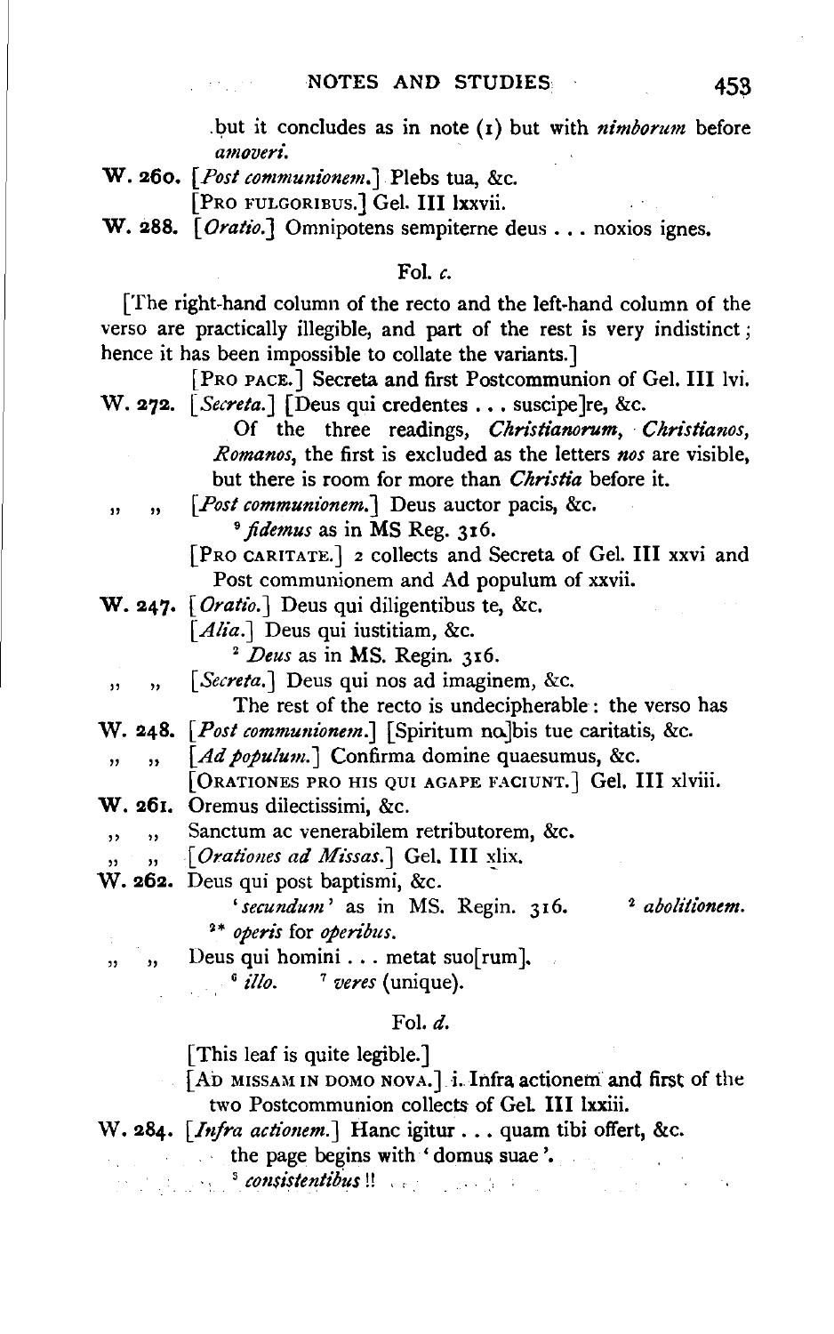but it concludes as in note (1) but with *nimborum* before *amoveri*.

**W. 260.** [*Post communionem.*] Plebs tua, &c.

[PRO FULGORIBUS.] Gel. III lxxvii.

**W. 288.** [*Oratio.*] Omnipotens sempiterne deus . . . noxios ignes.

### Fol. *c*.

[The right-hand column of the recto and the left-hand column of the verso are practically illegible, and part of the rest is very indistinct; hence it has been impossible to collate the variants.]

[PRO PACE.] Secreta and first Postcommunion of Gel. III lvi.

**W. 272.** [*Secreta.*] [Deus qui credentes . . . suscipe]re, &c.

Of the three readings, *Christianorum*, *Christianos*, *Romanos*, the first is excluded as the letters *nos* are visible, but there is room for more than *Christia* before it.

" " [*Post communionem.*] Deus auctor pacis, &c.

[9] *fidemus* as in MS Reg. 316.

[PRO CARITATE.] 2 collects and Secreta of Gel. III xxvi and Post communionem and Ad populum of xxvii.

**W. 247.** [*Oratio.*] Deus qui diligentibus te, &c.

[*Alia.*] Deus qui iustitiam, &c.

[2] *Deus* as in MS. Regin. 316.

" " [*Secreta.*] Deus qui nos ad imaginem, &c.

The rest of the recto is undecipherable: the verso has

**W. 248.** [*Post communionem.*] [Spiritum no]bis tue caritatis, &c.

" " [*Ad populum.*] Confirma domine quaesumus, &c.

[ORATIONES PRO HIS QUI AGAPE FACIUNT.] Gel. III xlviii.

**W. 261.** Oremus dilectissimi, &c.

" " Sanctum ac venerabilem retributorem, &c.

" " [*Orationes ad Missas.*] Gel. III xlix.

**W. 262.** Deus qui post baptismi, &c.

'*secundum*' as in MS. Regin. 316. [2] *abolitionem.*

[2*] *operis* for *operibus*.

" " Deus qui homini . . . metat suo[rum].

[6] *illo.* [7] *veres* (unique).

### Fol. *d*.

[This leaf is quite legible.]

[AD MISSAM IN DOMO NOVA.] i. Infra actionem and first of the two Postcommunion collects of Gel. III lxxiii.

**W. 284.** [*Infra actionem.*] Hanc igitur . . . quam tibi offert, &c.

the page begins with 'domus suae'.

[5] *consistentibus* !!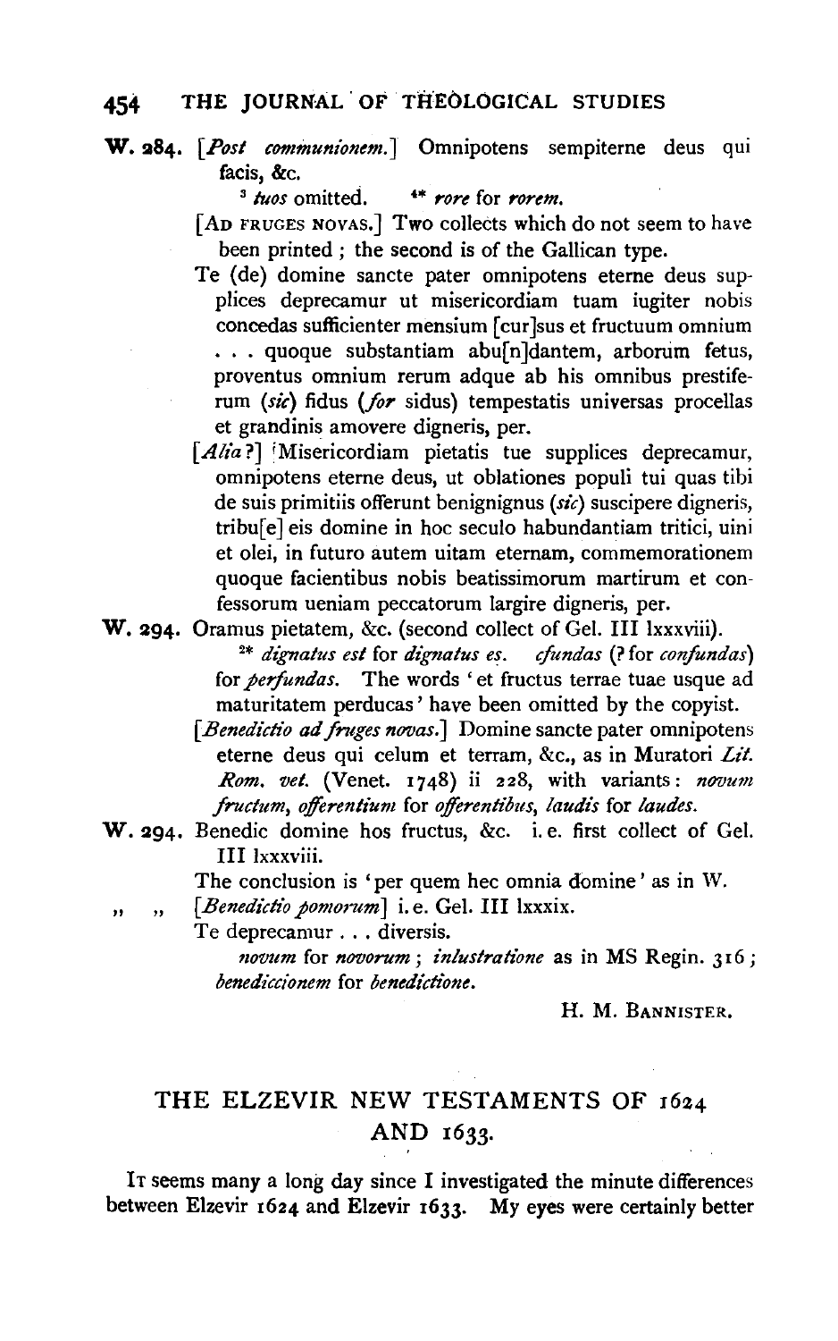**W. 284.** [*Post communionem.*] Omnipotens sempiterne deus qui facis, &c.

[3] *tuos* omitted. [4*] *rore* for *rorem.*

[AD FRUGES NOVAS.] Two collects which do not seem to have been printed; the second is of the Gallican type.

Te (de) domine sancte pater omnipotens eterne deus supplices deprecamur ut misericordiam tuam iugiter nobis concedas sufficienter mensium [cur]sus et fructuum omnium . . . quoque substantiam abu[n]dantem, arborum fetus, proventus omnium rerum adque ab his omnibus prestiferum (*sic*) fidus (*for* sidus) tempestatis universas procellas et grandinis amovere digneris, per.

[*Alia?*] Misericordiam pietatis tue supplices deprecamur, omnipotens eterne deus, ut oblationes populi tui quas tibi de suis primitiis offerunt benignignus (*sic*) suscipere digneris, tribu[e] eis domine in hoc seculo habundantiam tritici, uini et olei, in futuro autem uitam eternam, commemorationem quoque facientibus nobis beatissimorum martirum et confessorum ueniam peccatorum largire digneris, per.

**W. 294.** Oramus pietatem, &c. (second collect of Gel. III lxxxviii).

[2*] *dignatus est* for *dignatus es.* *cfundas* (? for *confundas*) for *perfundas.* The words 'et fructus terrae tuae usque ad maturitatem perducas' have been omitted by the copyist.

[*Benedictio ad fruges novas.*] Domine sancte pater omnipotens eterne deus qui celum et terram, &c., as in Muratori *Lit. Rom. vet.* (Venet. 1748) ii 228, with variants: *novum fructum, offerentium* for *offerentibus, laudis* for *laudes.*

**W. 294.** Benedic domine hos fructus, &c. i. e. first collect of Gel. III lxxxviii.

The conclusion is 'per quem hec omnia domine' as in W.

" " [*Benedictio pomorum*] i. e. Gel. III lxxxix.

Te deprecamur . . . diversis.

*novum* for *novorum*; *inlustratione* as in MS Regin. 316; *benediccionem* for *benedictione.*

H. M. BANNISTER.

## THE ELZEVIR NEW TESTAMENTS OF 1624 AND 1633.

IT seems many a long day since I investigated the minute differences between Elzevir 1624 and Elzevir 1633. My eyes were certainly better